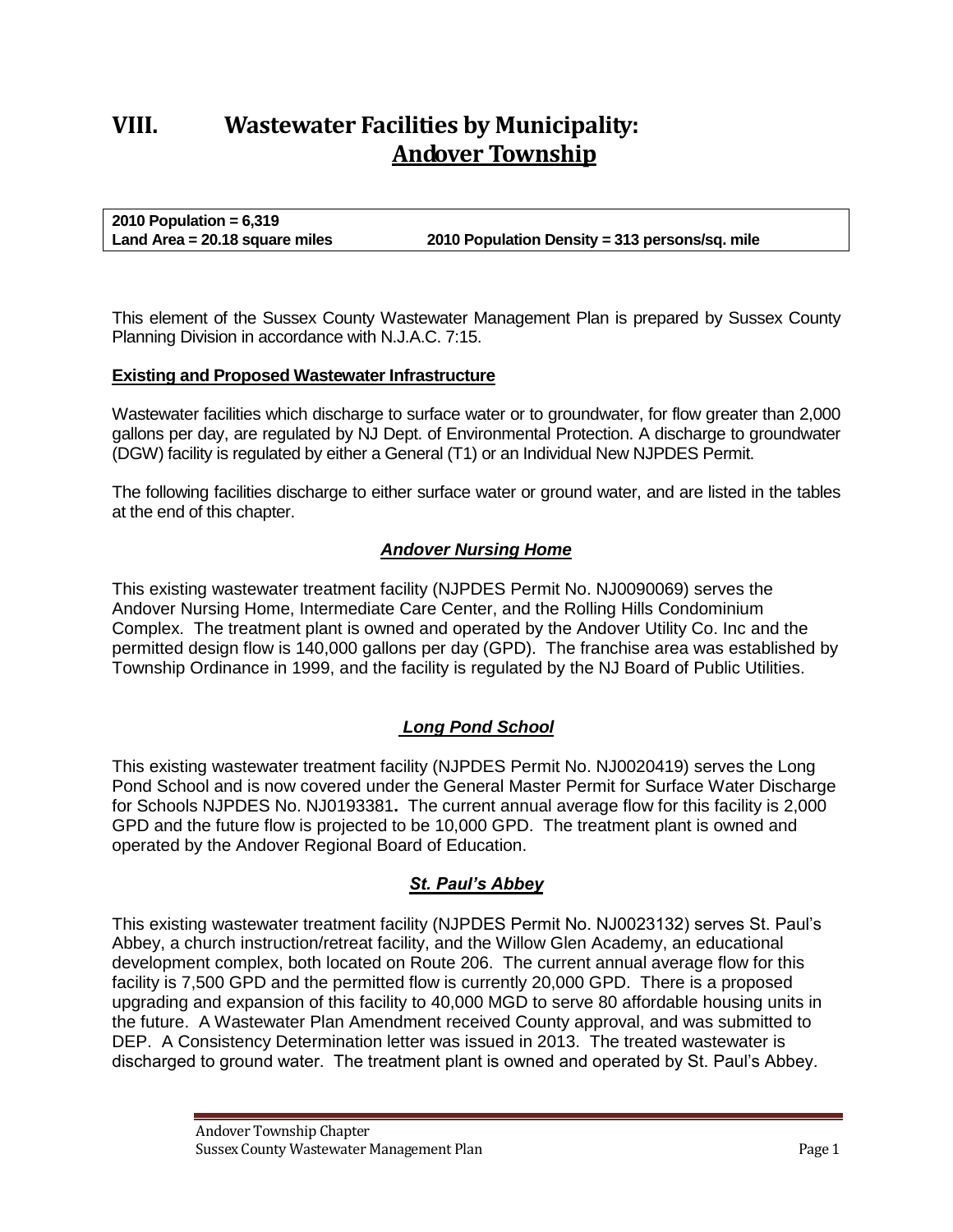# VIII. Wastewater Facilities by Municipality: Andover Township

**2010 Population = 6,319**
**Land Area = 20.18 square miles** **2010 Population Density = 313 persons/sq. mile**

This element of the Sussex County Wastewater Management Plan is prepared by Sussex County Planning Division in accordance with N.J.A.C. 7:15.

**Existing and Proposed Wastewater Infrastructure**

Wastewater facilities which discharge to surface water or to groundwater, for flow greater than 2,000 gallons per day, are regulated by NJ Dept. of Environmental Protection. A discharge to groundwater (DGW) facility is regulated by either a General (T1) or an Individual New NJPDES Permit.

The following facilities discharge to either surface water or ground water, and are listed in the tables at the end of this chapter.

### *Andover Nursing Home*

This existing wastewater treatment facility (NJPDES Permit No. NJ0090069) serves the Andover Nursing Home, Intermediate Care Center, and the Rolling Hills Condominium Complex. The treatment plant is owned and operated by the Andover Utility Co. Inc and the permitted design flow is 140,000 gallons per day (GPD). The franchise area was established by Township Ordinance in 1999, and the facility is regulated by the NJ Board of Public Utilities.

### *Long Pond School*

This existing wastewater treatment facility (NJPDES Permit No. NJ0020419) serves the Long Pond School and is now covered under the General Master Permit for Surface Water Discharge for Schools NJPDES No. NJ0193381**.** The current annual average flow for this facility is 2,000 GPD and the future flow is projected to be 10,000 GPD. The treatment plant is owned and operated by the Andover Regional Board of Education.

### *St. Paul's Abbey*

This existing wastewater treatment facility (NJPDES Permit No. NJ0023132) serves St. Paul's Abbey, a church instruction/retreat facility, and the Willow Glen Academy, an educational development complex, both located on Route 206. The current annual average flow for this facility is 7,500 GPD and the permitted flow is currently 20,000 GPD. There is a proposed upgrading and expansion of this facility to 40,000 MGD to serve 80 affordable housing units in the future. A Wastewater Plan Amendment received County approval, and was submitted to DEP. A Consistency Determination letter was issued in 2013. The treated wastewater is discharged to ground water. The treatment plant is owned and operated by St. Paul's Abbey.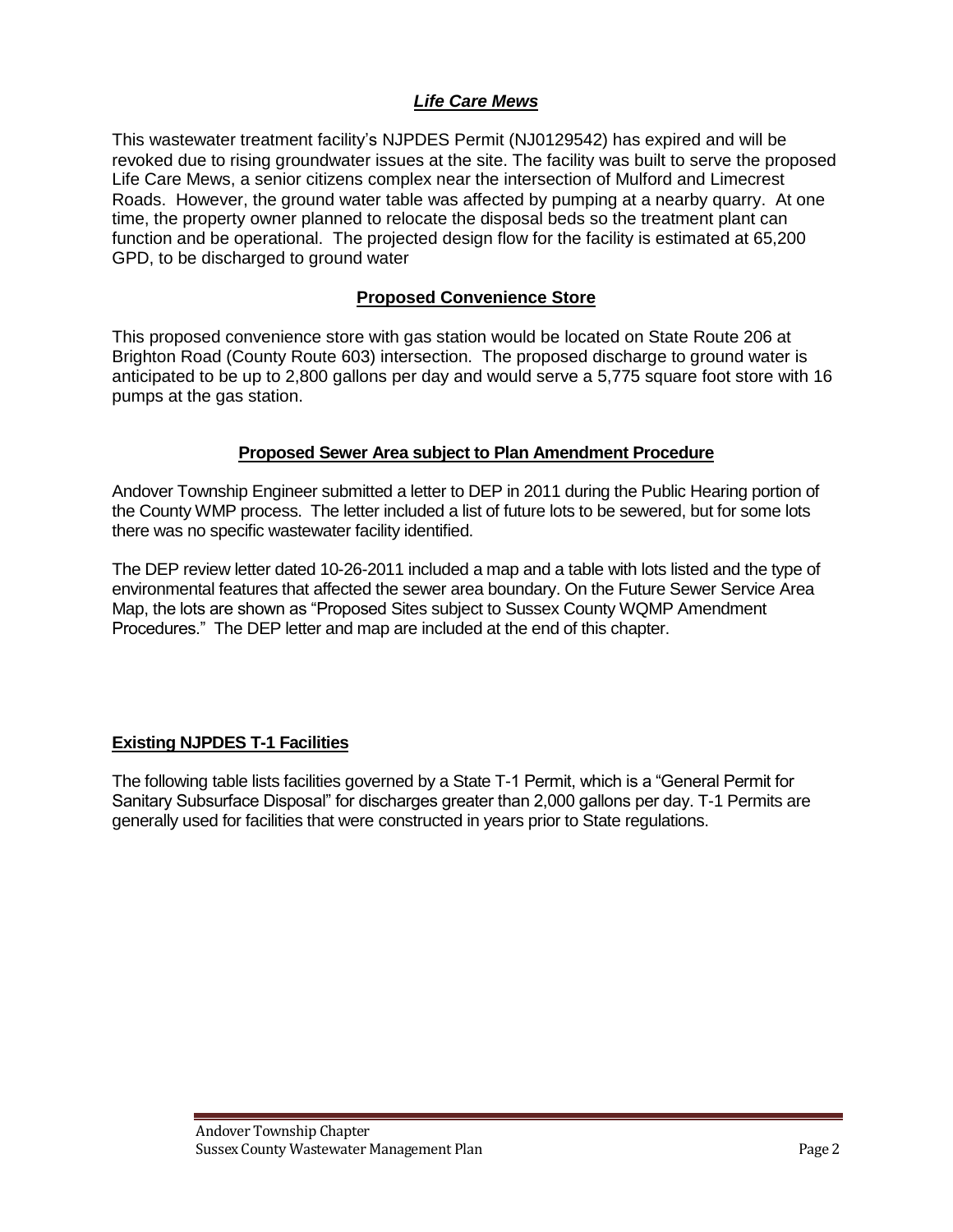### ***Life Care Mews***

This wastewater treatment facility's NJPDES Permit (NJ0129542) has expired and will be revoked due to rising groundwater issues at the site. The facility was built to serve the proposed Life Care Mews, a senior citizens complex near the intersection of Mulford and Limecrest Roads. However, the ground water table was affected by pumping at a nearby quarry. At one time, the property owner planned to relocate the disposal beds so the treatment plant can function and be operational. The projected design flow for the facility is estimated at 65,200 GPD, to be discharged to ground water

### **Proposed Convenience Store**

This proposed convenience store with gas station would be located on State Route 206 at Brighton Road (County Route 603) intersection. The proposed discharge to ground water is anticipated to be up to 2,800 gallons per day and would serve a 5,775 square foot store with 16 pumps at the gas station.

### **Proposed Sewer Area subject to Plan Amendment Procedure**

Andover Township Engineer submitted a letter to DEP in 2011 during the Public Hearing portion of the County WMP process. The letter included a list of future lots to be sewered, but for some lots there was no specific wastewater facility identified.

The DEP review letter dated 10-26-2011 included a map and a table with lots listed and the type of environmental features that affected the sewer area boundary. On the Future Sewer Service Area Map, the lots are shown as "Proposed Sites subject to Sussex County WQMP Amendment Procedures." The DEP letter and map are included at the end of this chapter.

## **Existing NJPDES T-1 Facilities**

The following table lists facilities governed by a State T-1 Permit, which is a "General Permit for Sanitary Subsurface Disposal" for discharges greater than 2,000 gallons per day. T-1 Permits are generally used for facilities that were constructed in years prior to State regulations.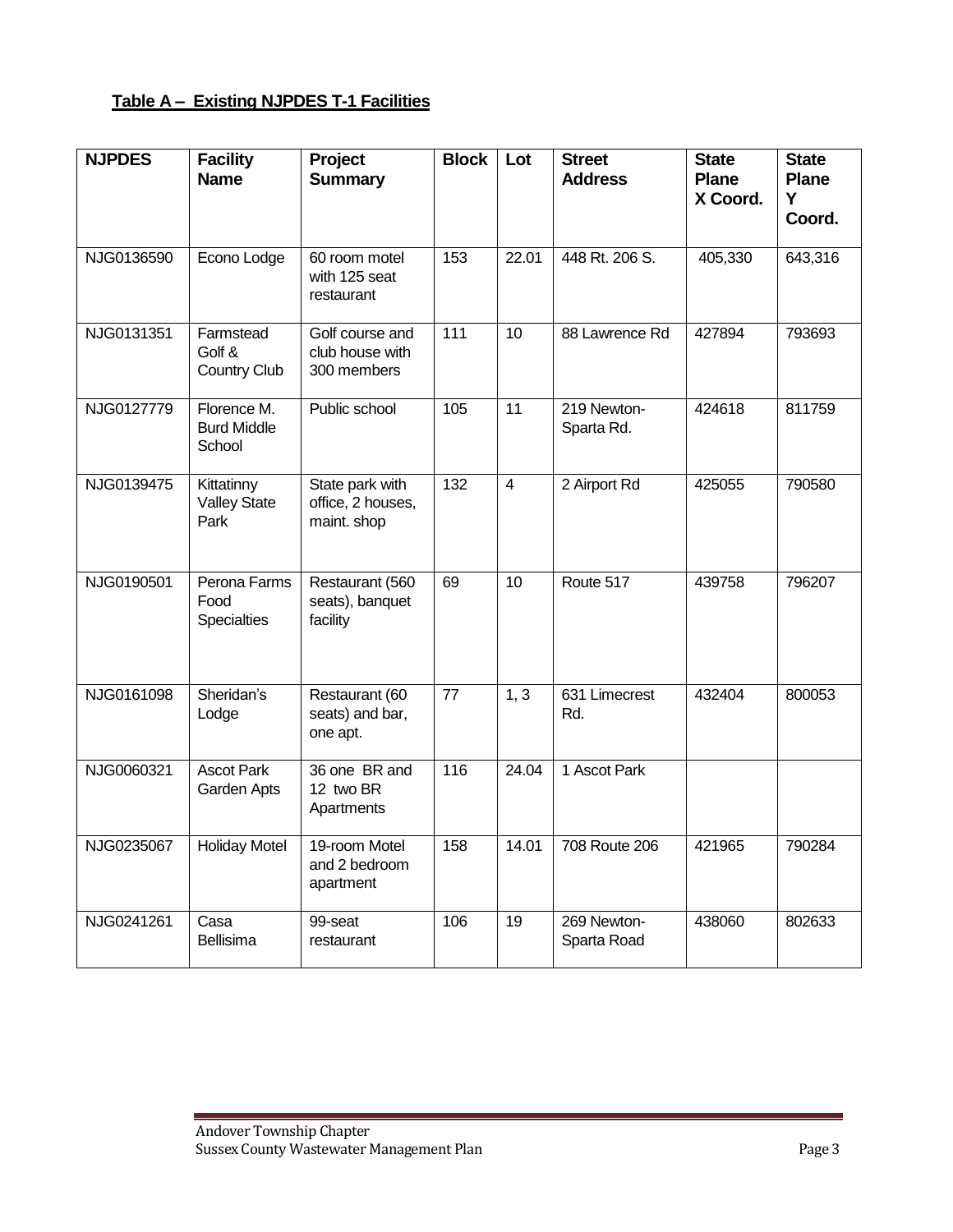**Table A – Existing NJPDES T-1 Facilities**

| NJPDES | Facility Name | Project Summary | Block | Lot | Street Address | State Plane X Coord. | State Plane Y Coord. |
|---|---|---|---|---|---|---|---|
| NJG0136590 | Econo Lodge | 60 room motel with 125 seat restaurant | 153 | 22.01 | 448 Rt. 206 S. | 405,330 | 643,316 |
| NJG0131351 | Farmstead Golf & Country Club | Golf course and club house with 300 members | 111 | 10 | 88 Lawrence Rd | 427894 | 793693 |
| NJG0127779 | Florence M. Burd Middle School | Public school | 105 | 11 | 219 Newton-Sparta Rd. | 424618 | 811759 |
| NJG0139475 | Kittatinny Valley State Park | State park with office, 2 houses, maint. shop | 132 | 4 | 2 Airport Rd | 425055 | 790580 |
| NJG0190501 | Perona Farms Food Specialties | Restaurant (560 seats), banquet facility | 69 | 10 | Route 517 | 439758 | 796207 |
| NJG0161098 | Sheridan's Lodge | Restaurant (60 seats) and bar, one apt. | 77 | 1, 3 | 631 Limecrest Rd. | 432404 | 800053 |
| NJG0060321 | Ascot Park Garden Apts | 36 one BR and 12 two BR Apartments | 116 | 24.04 | 1 Ascot Park | | |
| NJG0235067 | Holiday Motel | 19-room Motel and 2 bedroom apartment | 158 | 14.01 | 708 Route 206 | 421965 | 790284 |
| NJG0241261 | Casa Bellisima | 99-seat restaurant | 106 | 19 | 269 Newton-Sparta Road | 438060 | 802633 |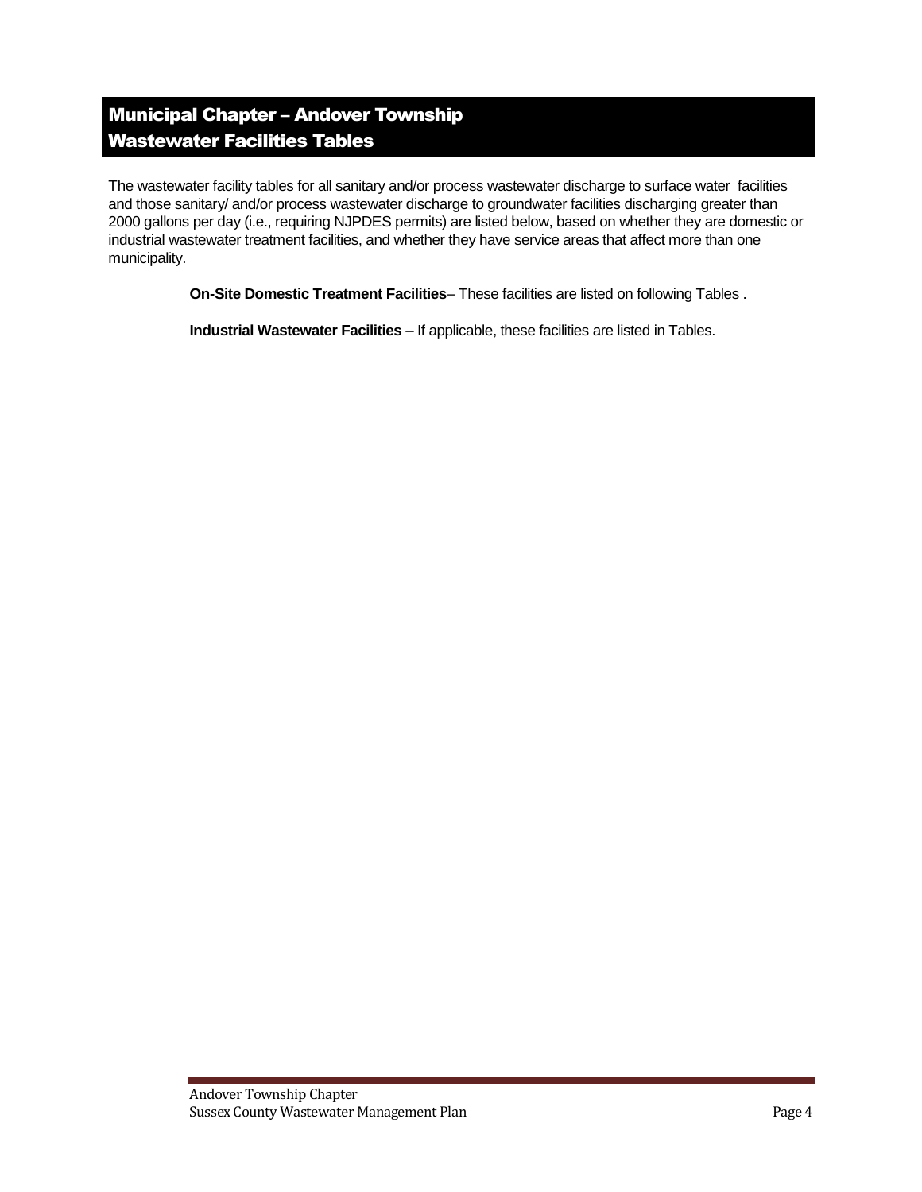# Municipal Chapter – Andover Township
## Wastewater Facilities Tables

The wastewater facility tables for all sanitary and/or process wastewater discharge to surface water facilities and those sanitary/ and/or process wastewater discharge to groundwater facilities discharging greater than 2000 gallons per day (i.e., requiring NJPDES permits) are listed below, based on whether they are domestic or industrial wastewater treatment facilities, and whether they have service areas that affect more than one municipality.

**On-Site Domestic Treatment Facilities**– These facilities are listed on following Tables .

**Industrial Wastewater Facilities** – If applicable, these facilities are listed in Tables.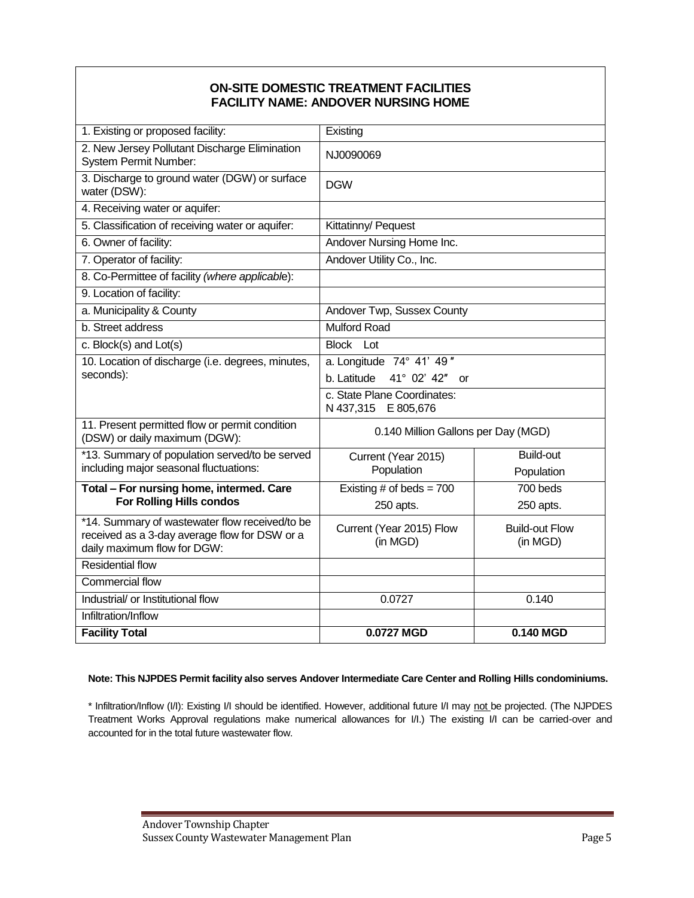## ON-SITE DOMESTIC TREATMENT FACILITIES
## FACILITY NAME: ANDOVER NURSING HOME

| | | |
|---|---|---|
| 1. Existing or proposed facility: | Existing | |
| 2. New Jersey Pollutant Discharge Elimination System Permit Number: | NJ0090069 | |
| 3. Discharge to ground water (DGW) or surface water (DSW): | DGW | |
| 4. Receiving water or aquifer: | | |
| 5. Classification of receiving water or aquifer: | Kittatinny/ Pequest | |
| 6. Owner of facility: | Andover Nursing Home Inc. | |
| 7. Operator of facility: | Andover Utility Co., Inc. | |
| 8. Co-Permittee of facility *(where applicable)*: | | |
| 9. Location of facility: | | |
| a. Municipality & County | Andover Twp, Sussex County | |
| b. Street address | Mulford Road | |
| c. Block(s) and Lot(s) | Block Lot | |
| 10. Location of discharge (i.e. degrees, minutes, seconds): | a. Longitude 74° 41' 49 ″ | |
| | b. Latitude 41° 02' 42″ or | |
| | c. State Plane Coordinates: N 437,315 E 805,676 | |
| 11. Present permitted flow or permit condition (DSW) or daily maximum (DGW): | 0.140 Million Gallons per Day (MGD) | |
| *13. Summary of population served/to be served including major seasonal fluctuations: | Current (Year 2015) Population | Build-out Population |
| **Total – For nursing home, intermed. Care For Rolling Hills condos** | Existing # of beds = 700<br>250 apts. | 700 beds<br>250 apts. |
| *14. Summary of wastewater flow received/to be received as a 3-day average flow for DSW or a daily maximum flow for DGW: | Current (Year 2015) Flow (in MGD) | Build-out Flow (in MGD) |
| Residential flow | | |
| Commercial flow | | |
| Industrial/ or Institutional flow | 0.0727 | 0.140 |
| Infiltration/Inflow | | |
| **Facility Total** | **0.0727 MGD** | **0.140 MGD** |

**Note: This NJPDES Permit facility also serves Andover Intermediate Care Center and Rolling Hills condominiums.**

* Infiltration/Inflow (I/I): Existing I/I should be identified. However, additional future I/I may not be projected. (The NJPDES Treatment Works Approval regulations make numerical allowances for I/I.) The existing I/I can be carried-over and accounted for in the total future wastewater flow.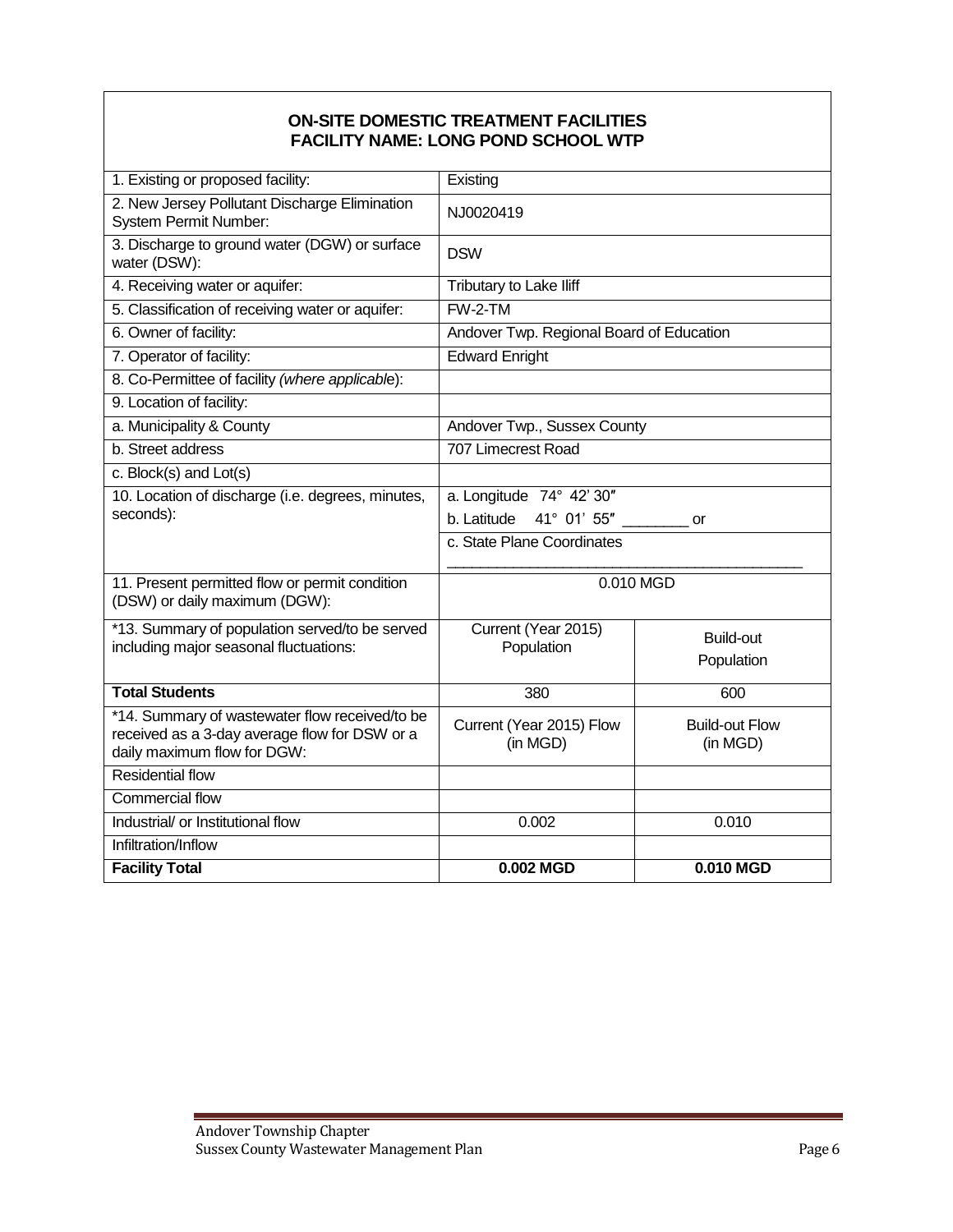**ON-SITE DOMESTIC TREATMENT FACILITIES**
**FACILITY NAME: LONG POND SCHOOL WTP**

| | | |
|---|---|---|
| 1. Existing or proposed facility: | Existing | |
| 2. New Jersey Pollutant Discharge Elimination System Permit Number: | NJ0020419 | |
| 3. Discharge to ground water (DGW) or surface water (DSW): | DSW | |
| 4. Receiving water or aquifer: | Tributary to Lake Iliff | |
| 5. Classification of receiving water or aquifer: | FW-2-TM | |
| 6. Owner of facility: | Andover Twp. Regional Board of Education | |
| 7. Operator of facility: | Edward Enright | |
| 8. Co-Permittee of facility *(where applicable)*: | | |
| 9. Location of facility: | | |
| a. Municipality & County | Andover Twp., Sussex County | |
| b. Street address | 707 Limecrest Road | |
| c. Block(s) and Lot(s) | | |
| 10. Location of discharge (i.e. degrees, minutes, seconds): | a. Longitude 74° 42' 30″<br>b. Latitude 41° 01' 55″ ________ or<br>c. State Plane Coordinates<br>________________________________ | |
| 11. Present permitted flow or permit condition (DSW) or daily maximum (DGW): | 0.010 MGD | |
| *13. Summary of population served/to be served including major seasonal fluctuations: | Current (Year 2015) Population | Build-out Population |
| **Total Students** | 380 | 600 |
| *14. Summary of wastewater flow received/to be received as a 3-day average flow for DSW or a daily maximum flow for DGW: | Current (Year 2015) Flow (in MGD) | Build-out Flow (in MGD) |
| Residential flow | | |
| Commercial flow | | |
| Industrial/ or Institutional flow | 0.002 | 0.010 |
| Infiltration/Inflow | | |
| **Facility Total** | **0.002 MGD** | **0.010 MGD** |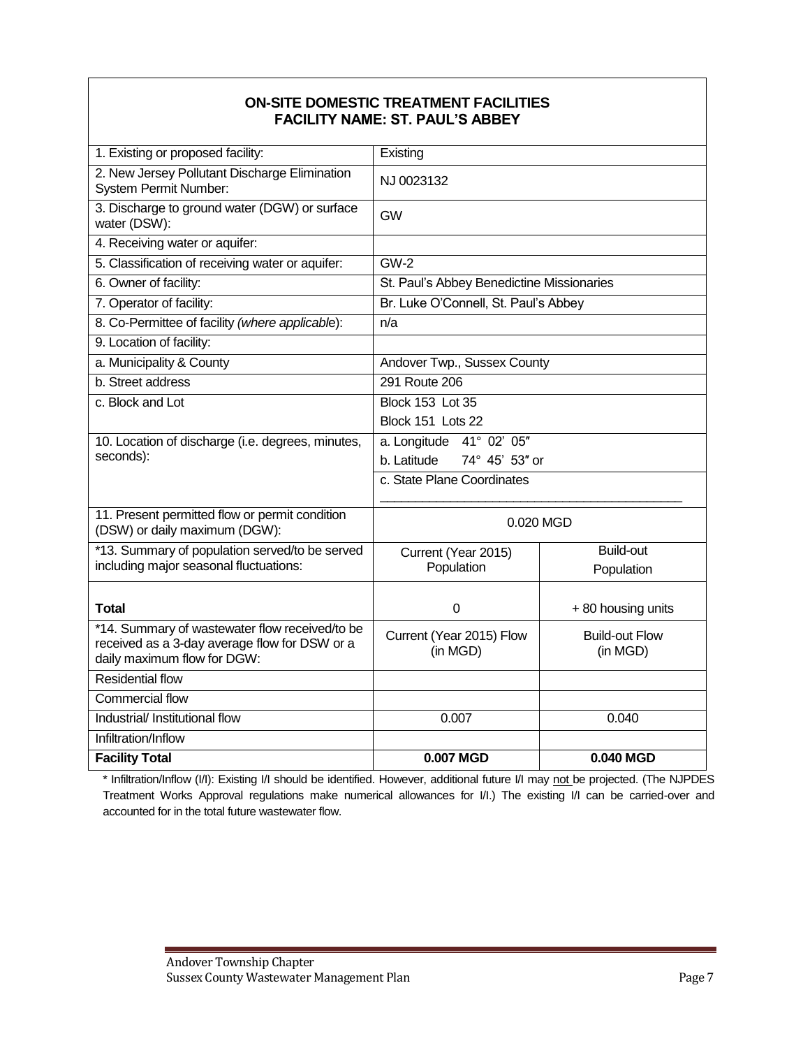| **ON-SITE DOMESTIC TREATMENT FACILITIES FACILITY NAME: ST. PAUL'S ABBEY** | | |
|---|---|---|
| 1. Existing or proposed facility: | Existing | |
| 2. New Jersey Pollutant Discharge Elimination System Permit Number: | NJ 0023132 | |
| 3. Discharge to ground water (DGW) or surface water (DSW): | GW | |
| 4. Receiving water or aquifer: | | |
| 5. Classification of receiving water or aquifer: | GW-2 | |
| 6. Owner of facility: | St. Paul's Abbey Benedictine Missionaries | |
| 7. Operator of facility: | Br. Luke O'Connell, St. Paul's Abbey | |
| 8. Co-Permittee of facility *(where applicable)*: | n/a | |
| 9. Location of facility: | | |
| a. Municipality & County | Andover Twp., Sussex County | |
| b. Street address | 291 Route 206 | |
| c. Block and Lot | Block 153 Lot 35<br>Block 151 Lots 22 | |
| 10. Location of discharge (i.e. degrees, minutes, seconds): | a. Longitude 41° 02' 05″<br>b. Latitude 74° 45' 53″ or<br>c. State Plane Coordinates ______________________ | |
| 11. Present permitted flow or permit condition (DSW) or daily maximum (DGW): | 0.020 MGD | |
| *13. Summary of population served/to be served including major seasonal fluctuations: | Current (Year 2015) Population | Build-out Population |
| **Total** | 0 | + 80 housing units |
| *14. Summary of wastewater flow received/to be received as a 3-day average flow for DSW or a daily maximum flow for DGW: | Current (Year 2015) Flow (in MGD) | Build-out Flow (in MGD) |
| Residential flow | | |
| Commercial flow | | |
| Industrial/ Institutional flow | 0.007 | 0.040 |
| Infiltration/Inflow | | |
| **Facility Total** | **0.007 MGD** | **0.040 MGD** |

* Infiltration/Inflow (I/I): Existing I/I should be identified. However, additional future I/I may not be projected. (The NJPDES Treatment Works Approval regulations make numerical allowances for I/I.) The existing I/I can be carried-over and accounted for in the total future wastewater flow.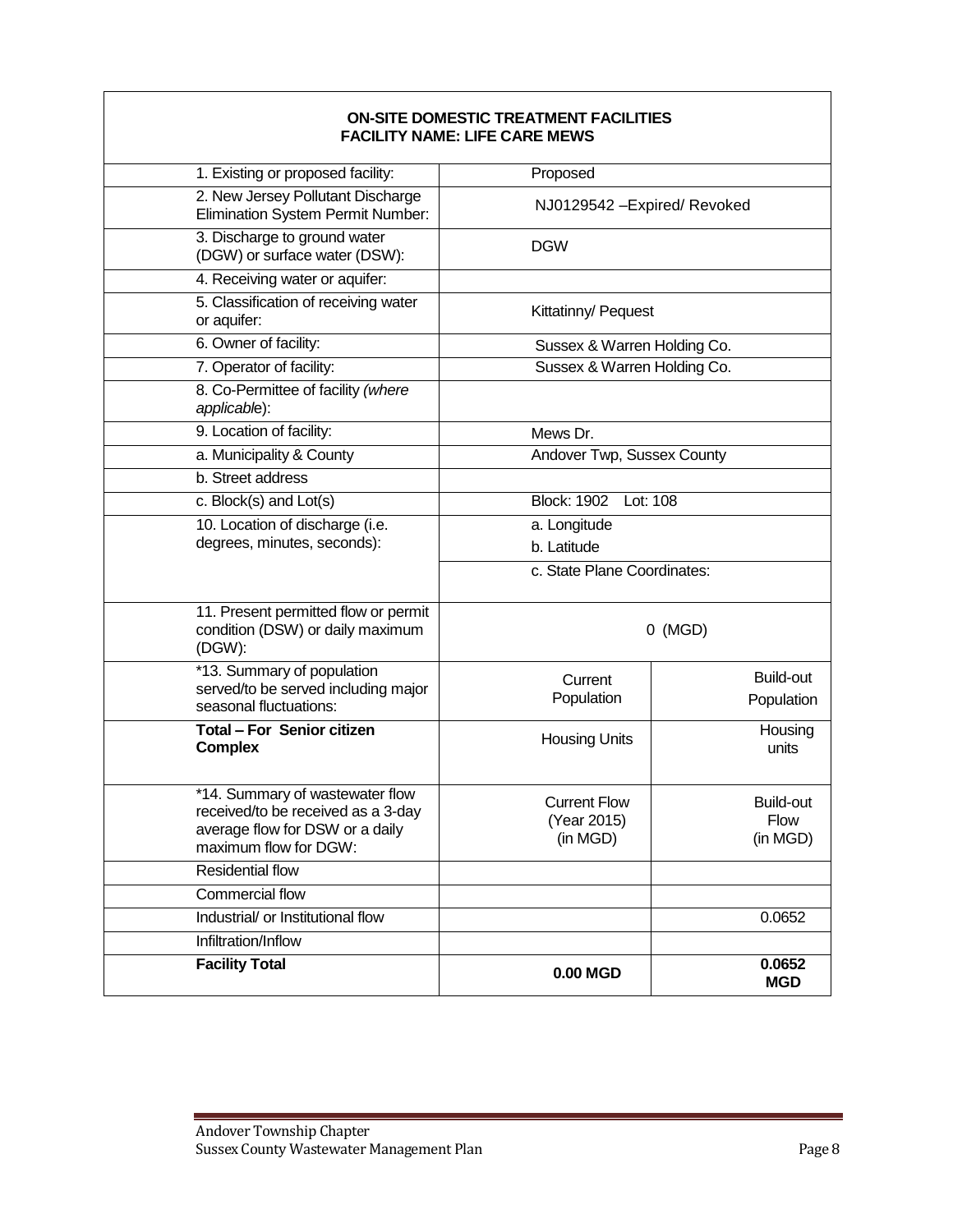| ON-SITE DOMESTIC TREATMENT FACILITIES<br>FACILITY NAME: LIFE CARE MEWS | | |
|---|---|---|
| 1. Existing or proposed facility: | Proposed | |
| 2. New Jersey Pollutant Discharge Elimination System Permit Number: | NJ0129542 –Expired/ Revoked | |
| 3. Discharge to ground water (DGW) or surface water (DSW): | DGW | |
| 4. Receiving water or aquifer: | | |
| 5. Classification of receiving water or aquifer: | Kittatinny/ Pequest | |
| 6. Owner of facility: | Sussex & Warren Holding Co. | |
| 7. Operator of facility: | Sussex & Warren Holding Co. | |
| 8. Co-Permittee of facility *(where applicable*): | | |
| 9. Location of facility: | Mews Dr. | |
| a. Municipality & County | Andover Twp, Sussex County | |
| b. Street address | | |
| c. Block(s) and Lot(s) | Block: 1902 Lot: 108 | |
| 10. Location of discharge (i.e. degrees, minutes, seconds): | a. Longitude<br>b. Latitude | |
| | c. State Plane Coordinates: | |
| 11. Present permitted flow or permit condition (DSW) or daily maximum (DGW): | 0 (MGD) | |
| *13. Summary of population served/to be served including major seasonal fluctuations: | Current Population | Build-out Population |
| **Total – For Senior citizen Complex** | Housing Units | Housing units |
| *14. Summary of wastewater flow received/to be received as a 3-day average flow for DSW or a daily maximum flow for DGW: | Current Flow (Year 2015) (in MGD) | Build-out Flow (in MGD) |
| Residential flow | | |
| Commercial flow | | |
| Industrial/ or Institutional flow | | 0.0652 |
| Infiltration/Inflow | | |
| **Facility Total** | **0.00 MGD** | **0.0652 MGD** |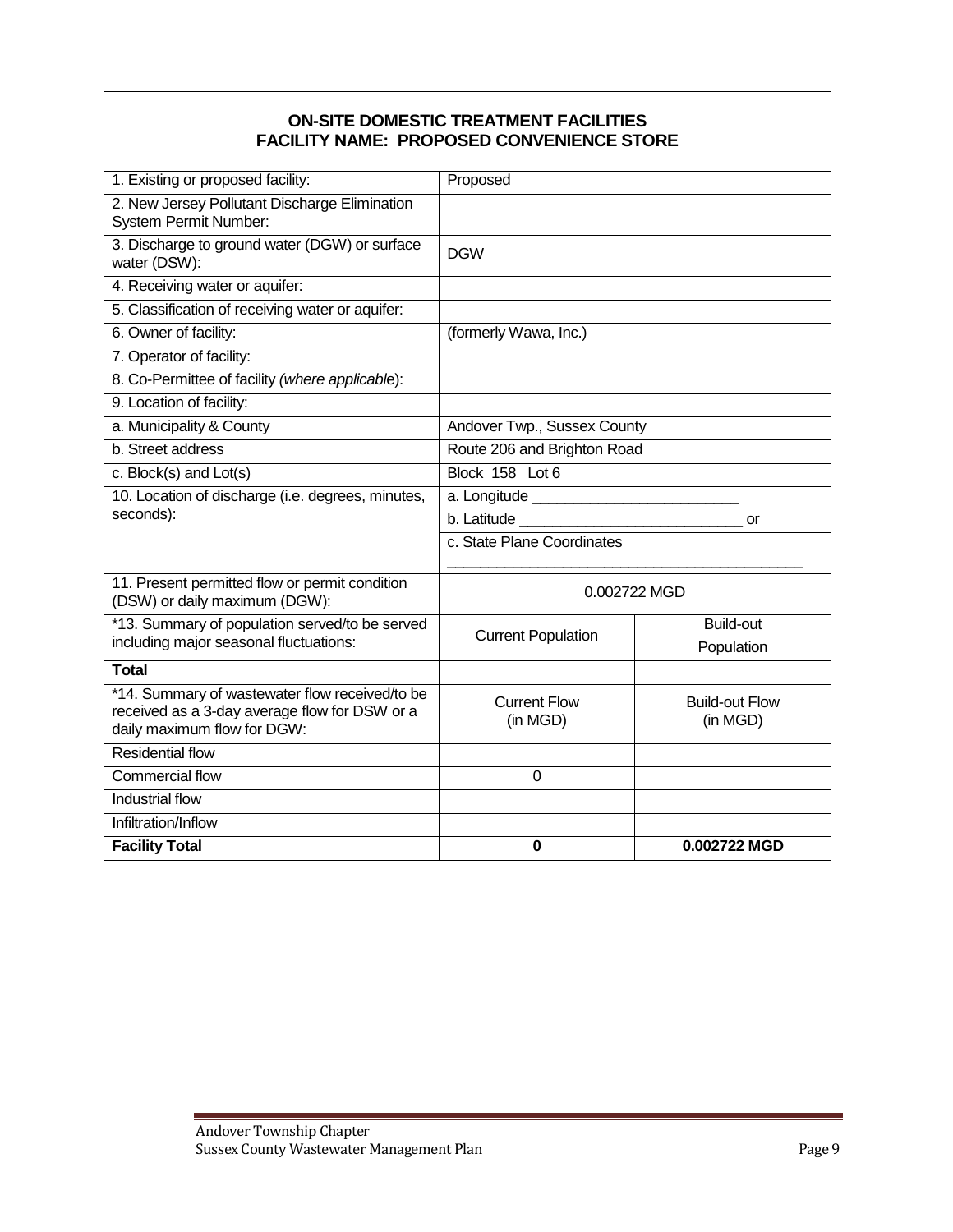| ON-SITE DOMESTIC TREATMENT FACILITIES<br>FACILITY NAME: PROPOSED CONVENIENCE STORE | | |
|---|---|---|
| 1. Existing or proposed facility: | Proposed | |
| 2. New Jersey Pollutant Discharge Elimination System Permit Number: | | |
| 3. Discharge to ground water (DGW) or surface water (DSW): | DGW | |
| 4. Receiving water or aquifer: | | |
| 5. Classification of receiving water or aquifer: | | |
| 6. Owner of facility: | (formerly Wawa, Inc.) | |
| 7. Operator of facility: | | |
| 8. Co-Permittee of facility *(where applicable)*: | | |
| 9. Location of facility: | | |
| a. Municipality & County | Andover Twp., Sussex County | |
| b. Street address | Route 206 and Brighton Road | |
| c. Block(s) and Lot(s) | Block 158 Lot 6 | |
| 10. Location of discharge (i.e. degrees, minutes, seconds): | a. Longitude ________________________<br>b. Latitude __________________________ or<br>c. State Plane Coordinates<br>__________________________________________ | |
| 11. Present permitted flow or permit condition (DSW) or daily maximum (DGW): | 0.002722 MGD | |
| *13. Summary of population served/to be served including major seasonal fluctuations: | Current Population | Build-out Population |
| **Total** | | |
| *14. Summary of wastewater flow received/to be received as a 3-day average flow for DSW or a daily maximum flow for DGW: | Current Flow (in MGD) | Build-out Flow (in MGD) |
| Residential flow | | |
| Commercial flow | 0 | |
| Industrial flow | | |
| Infiltration/Inflow | | |
| **Facility Total** | **0** | **0.002722 MGD** |